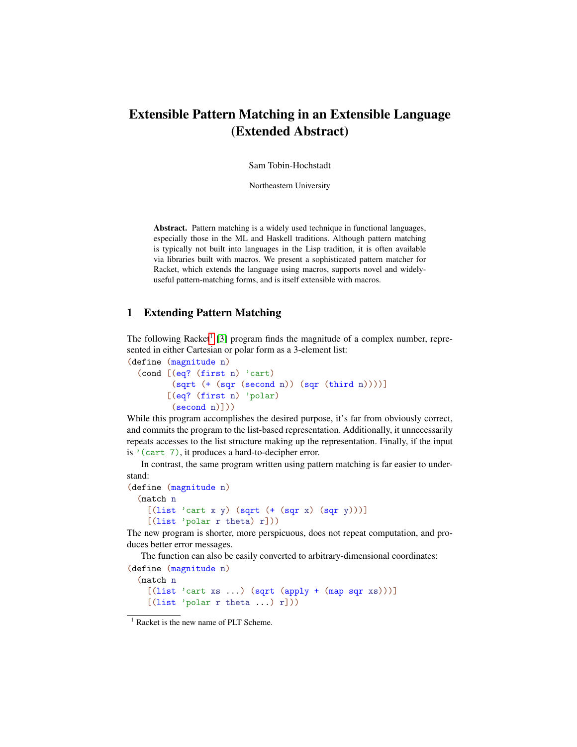# Extensible Pattern Matching in an Extensible Language (Extended Abstract)

Sam Tobin-Hochstadt

Northeastern University

**Abstract.** Pattern matching is a widely used technique in functional languages, especially those in the ML and Haskell traditions. Although pattern matching is typically not built into languages in the Lisp tradition, it is often available via libraries built with macros. We present a sophisticated pattern matcher for Racket, which extends the language using macros, supports novel and widely-useful pattern-matching forms, and is itself extensible with macros.

## 1 Extending Pattern Matching

The following Racket[1] [3] program finds the magnitude of a complex number, represented in either Cartesian or polar form as a 3-element list:

```
(define (magnitude n)
  (cond [(eq? (first n) 'cart)
         (sqrt (+ (sqr (second n)) (sqr (third n))))]
        [(eq? (first n) 'polar)
         (second n)]))
```

While this program accomplishes the desired purpose, it's far from obviously correct, and commits the program to the list-based representation. Additionally, it unnecessarily repeats accesses to the list structure making up the representation. Finally, if the input is `'(cart 7)`, it produces a hard-to-decipher error.

In contrast, the same program written using pattern matching is far easier to understand:

```
(define (magnitude n)
  (match n
    [(list 'cart x y) (sqrt (+ (sqr x) (sqr y)))]
    [(list 'polar r theta) r]))
```

The new program is shorter, more perspicuous, does not repeat computation, and produces better error messages.

The function can also be easily converted to arbitrary-dimensional coordinates:

```
(define (magnitude n)
  (match n
    [(list 'cart xs ...) (sqrt (apply + (map sqr xs)))]
    [(list 'polar r theta ...) r]))
```

[1] Racket is the new name of PLT Scheme.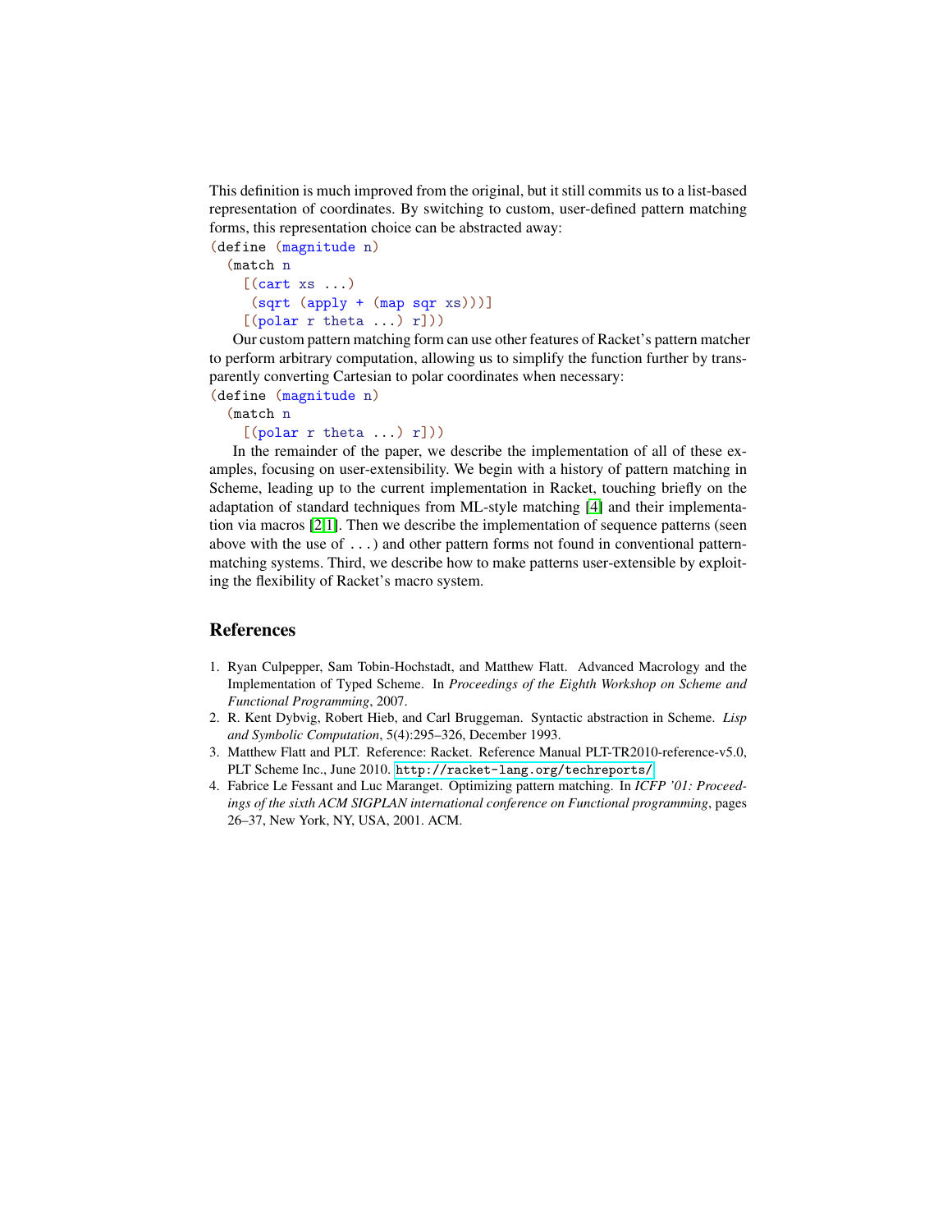This definition is much improved from the original, but it still commits us to a list-based representation of coordinates. By switching to custom, user-defined pattern matching forms, this representation choice can be abstracted away:

```
(define (magnitude n)
  (match n
    [(cart xs ...)
     (sqrt (apply + (map sqr xs)))]
    [(polar r theta ...) r]))
```

Our custom pattern matching form can use other features of Racket's pattern matcher to perform arbitrary computation, allowing us to simplify the function further by transparently converting Cartesian to polar coordinates when necessary:

```
(define (magnitude n)
  (match n
    [(polar r theta ...) r]))
```

In the remainder of the paper, we describe the implementation of all of these examples, focusing on user-extensibility. We begin with a history of pattern matching in Scheme, leading up to the current implementation in Racket, touching briefly on the adaptation of standard techniques from ML-style matching [4] and their implementation via macros [2,1]. Then we describe the implementation of sequence patterns (seen above with the use of `...`) and other pattern forms not found in conventional pattern-matching systems. Third, we describe how to make patterns user-extensible by exploiting the flexibility of Racket's macro system.

## References

1. Ryan Culpepper, Sam Tobin-Hochstadt, and Matthew Flatt. Advanced Macrology and the Implementation of Typed Scheme. In *Proceedings of the Eighth Workshop on Scheme and Functional Programming*, 2007.
2. R. Kent Dybvig, Robert Hieb, and Carl Bruggeman. Syntactic abstraction in Scheme. *Lisp and Symbolic Computation*, 5(4):295–326, December 1993.
3. Matthew Flatt and PLT. Reference: Racket. Reference Manual PLT-TR2010-reference-v5.0, PLT Scheme Inc., June 2010. http://racket-lang.org/techreports/
4. Fabrice Le Fessant and Luc Maranget. Optimizing pattern matching. In *ICFP '01: Proceedings of the sixth ACM SIGPLAN international conference on Functional programming*, pages 26–37, New York, NY, USA, 2001. ACM.